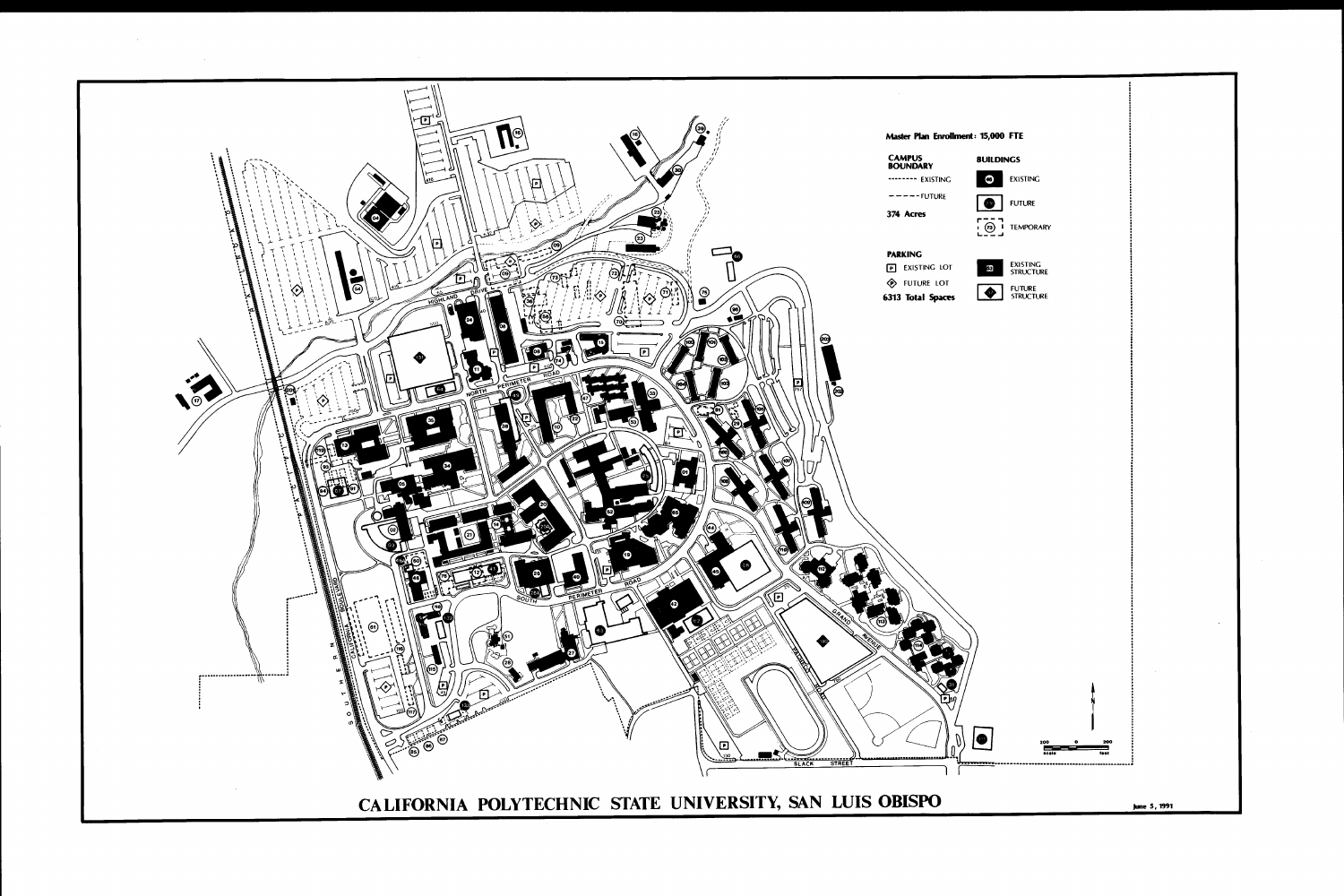# CALIFORNIA POLYTECHNIC STATE UNIVERSITY, SAN LUIS OBISPO

Master Plan Enrollment: 15,000 FTE

**CAMPUS BOUNDARY**

- -------- EXISTING
- - - - - - FUTURE

374 Acres

**BUILDINGS**

- EXISTING
- FUTURE
- TEMPORARY

**PARKING**

- EXISTING LOT
- FUTURE LOT

6313 Total Spaces

- EXISTING STRUCTURE
- FUTURE STRUCTURE

HIGHLAND DRIVE

NORTH PERIMETER ROAD

SOUTH PERIMETER ROAD

GRAND AVENUE

SLACK STREET

SOUTHERN PACIFIC

June 5, 1991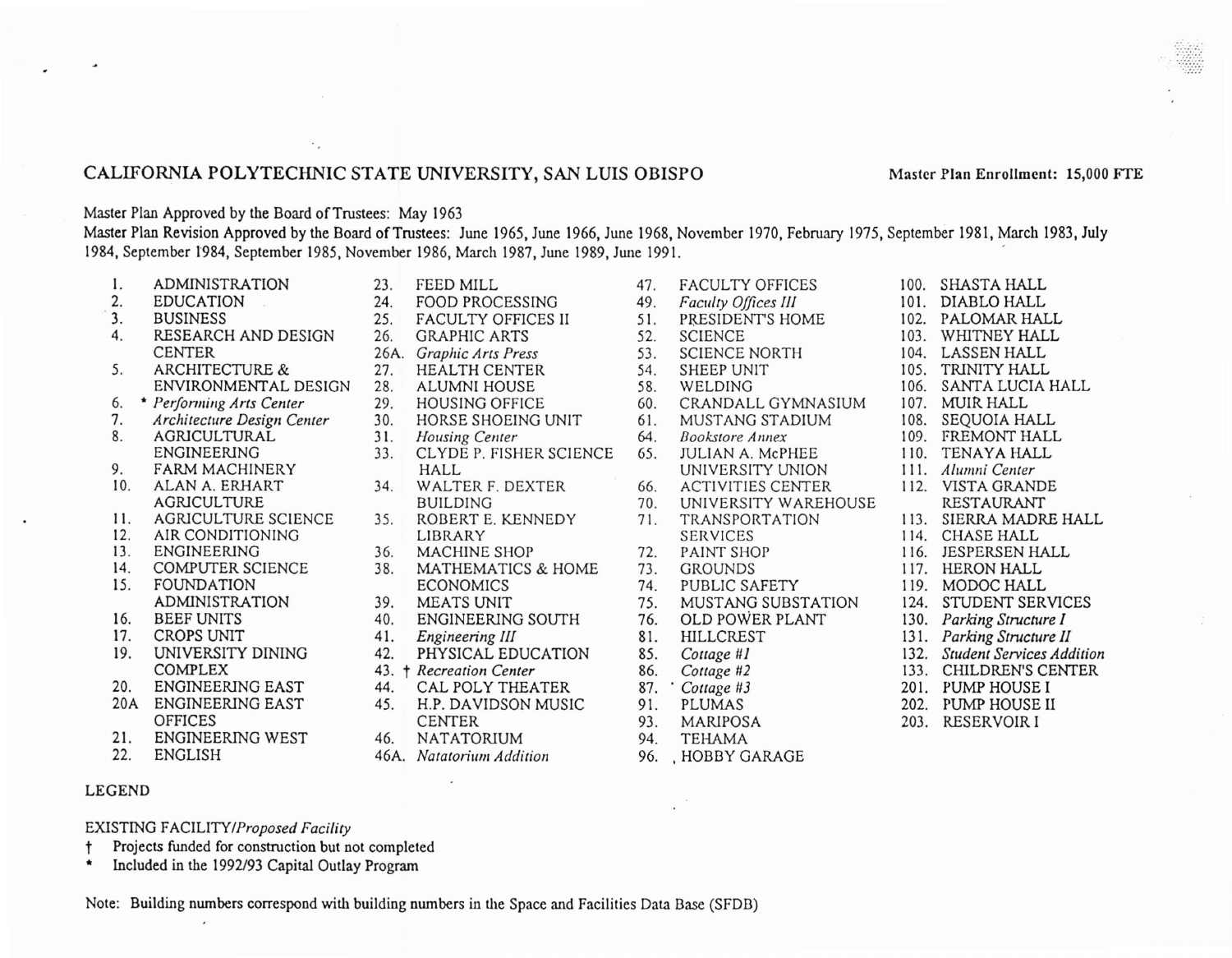# CALIFORNIA POLYTECHNIC STATE UNIVERSITY, SAN LUIS OBISPO

**Master Plan Enrollment: 15,000 FTE**

Master Plan Approved by the Board of Trustees: May 1963

Master Plan Revision Approved by the Board of Trustees: June 1965, June 1966, June 1968, November 1970, February 1975, September 1981, March 1983, July 1984, September 1984, September 1985, November 1986, March 1987, June 1989, June 1991.

1. ADMINISTRATION
2. EDUCATION
3. BUSINESS
4. RESEARCH AND DESIGN CENTER
5. ARCHITECTURE & ENVIRONMENTAL DESIGN
6. * *Performing Arts Center*
7. *Architecture Design Center*
8. AGRICULTURAL ENGINEERING
9. FARM MACHINERY
10. ALAN A. ERHART AGRICULTURE
11. AGRICULTURE SCIENCE
12. AIR CONDITIONING
13. ENGINEERING
14. COMPUTER SCIENCE
15. FOUNDATION ADMINISTRATION
16. BEEF UNITS
17. CROPS UNIT
19. UNIVERSITY DINING COMPLEX
20. ENGINEERING EAST
20A ENGINEERING EAST OFFICES
21. ENGINEERING WEST
22. ENGLISH
23. FEED MILL
24. FOOD PROCESSING
25. FACULTY OFFICES II
26. GRAPHIC ARTS
26A. *Graphic Arts Press*
27. HEALTH CENTER
28. ALUMNI HOUSE
29. HOUSING OFFICE
30. HORSE SHOEING UNIT
31. *Housing Center*
33. CLYDE P. FISHER SCIENCE HALL
34. WALTER F. DEXTER BUILDING
35. ROBERT E. KENNEDY LIBRARY
36. MACHINE SHOP
38. MATHEMATICS & HOME ECONOMICS
39. MEATS UNIT
40. ENGINEERING SOUTH
41. *Engineering III*
42. PHYSICAL EDUCATION
43. † *Recreation Center*
44. CAL POLY THEATER
45. H.P. DAVIDSON MUSIC CENTER
46. NATATORIUM
46A. *Natatorium Addition*
47. FACULTY OFFICES
49. *Faculty Offices III*
51. PRESIDENT'S HOME
52. SCIENCE
53. SCIENCE NORTH
54. SHEEP UNIT
58. WELDING
60. CRANDALL GYMNASIUM
61. MUSTANG STADIUM
64. *Bookstore Annex*
65. JULIAN A. McPHEE UNIVERSITY UNION
66. ACTIVITIES CENTER
70. UNIVERSITY WAREHOUSE
71. TRANSPORTATION SERVICES
72. PAINT SHOP
73. GROUNDS
74. PUBLIC SAFETY
75. MUSTANG SUBSTATION
76. OLD POWER PLANT
81. HILLCREST
85. *Cottage #1*
86. *Cottage #2*
87. *Cottage #3*
91. PLUMAS
93. MARIPOSA
94. TEHAMA
96. HOBBY GARAGE
100. SHASTA HALL
101. DIABLO HALL
102. PALOMAR HALL
103. WHITNEY HALL
104. LASSEN HALL
105. TRINITY HALL
106. SANTA LUCIA HALL
107. MUIR HALL
108. SEQUOIA HALL
109. FREMONT HALL
110. TENAYA HALL
111. *Alumni Center*
112. VISTA GRANDE RESTAURANT
113. SIERRA MADRE HALL
114. CHASE HALL
116. JESPERSEN HALL
117. HERON HALL
119. MODOC HALL
124. STUDENT SERVICES
130. *Parking Structure I*
131. *Parking Structure II*
132. *Student Services Addition*
133. CHILDREN'S CENTER
201. PUMP HOUSE I
202. PUMP HOUSE II
203. RESERVOIR I

LEGEND

EXISTING FACILITY/*Proposed Facility*

† Projects funded for construction but not completed

* Included in the 1992/93 Capital Outlay Program

Note: Building numbers correspond with building numbers in the Space and Facilities Data Base (SFDB)